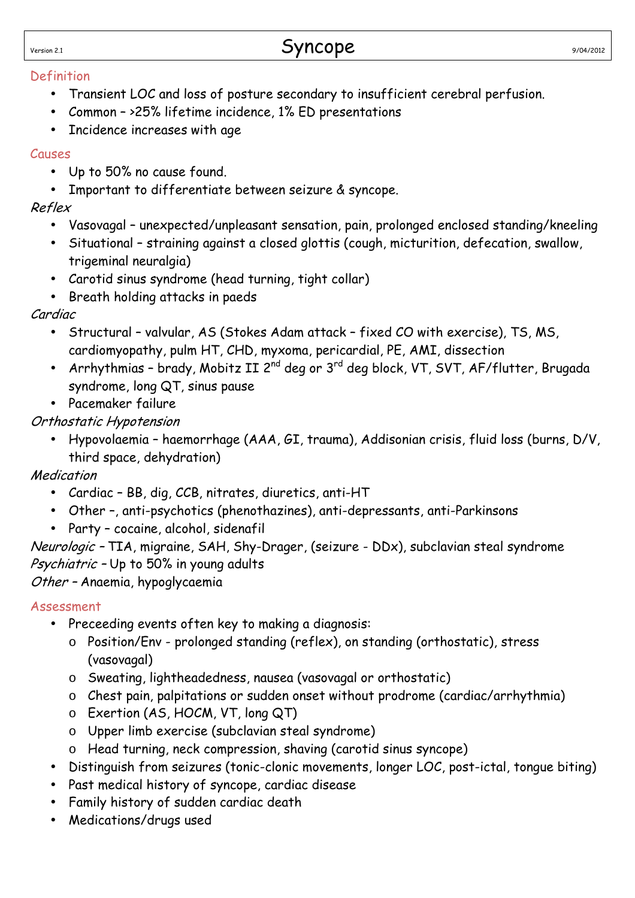# Syncope

## Definition

- Transient LOC and loss of posture secondary to insufficient cerebral perfusion.
- Common – >25% lifetime incidence, 1% ED presentations
- Incidence increases with age

## Causes

- Up to 50% no cause found.
- Important to differentiate between seizure & syncope.

*Reflex*

- Vasovagal – unexpected/unpleasant sensation, pain, prolonged enclosed standing/kneeling
- Situational – straining against a closed glottis (cough, micturition, defecation, swallow, trigeminal neuralgia)
- Carotid sinus syndrome (head turning, tight collar)
- Breath holding attacks in paeds

*Cardiac*

- Structural – valvular, AS (Stokes Adam attack – fixed CO with exercise), TS, MS, cardiomyopathy, pulm HT, CHD, myxoma, pericardial, PE, AMI, dissection
- Arrhythmias – brady, Mobitz II 2nd deg or 3rd deg block, VT, SVT, AF/flutter, Brugada syndrome, long QT, sinus pause
- Pacemaker failure

*Orthostatic Hypotension*

- Hypovolaemia – haemorrhage (AAA, GI, trauma), Addisonian crisis, fluid loss (burns, D/V, third space, dehydration)

*Medication*

- Cardiac – BB, dig, CCB, nitrates, diuretics, anti-HT
- Other –, anti-psychotics (phenothazines), anti-depressants, anti-Parkinsons
- Party – cocaine, alcohol, sidenafil

*Neurologic* – TIA, migraine, SAH, Shy-Drager, (seizure - DDx), subclavian steal syndrome
*Psychiatric* – Up to 50% in young adults
*Other* – Anaemia, hypoglycaemia

## Assessment

- Preceeding events often key to making a diagnosis:
  - Position/Env - prolonged standing (reflex), on standing (orthostatic), stress (vasovagal)
  - Sweating, lightheadedness, nausea (vasovagal or orthostatic)
  - Chest pain, palpitations or sudden onset without prodrome (cardiac/arrhythmia)
  - Exertion (AS, HOCM, VT, long QT)
  - Upper limb exercise (subclavian steal syndrome)
  - Head turning, neck compression, shaving (carotid sinus syncope)
- Distinguish from seizures (tonic-clonic movements, longer LOC, post-ictal, tongue biting)
- Past medical history of syncope, cardiac disease
- Family history of sudden cardiac death
- Medications/drugs used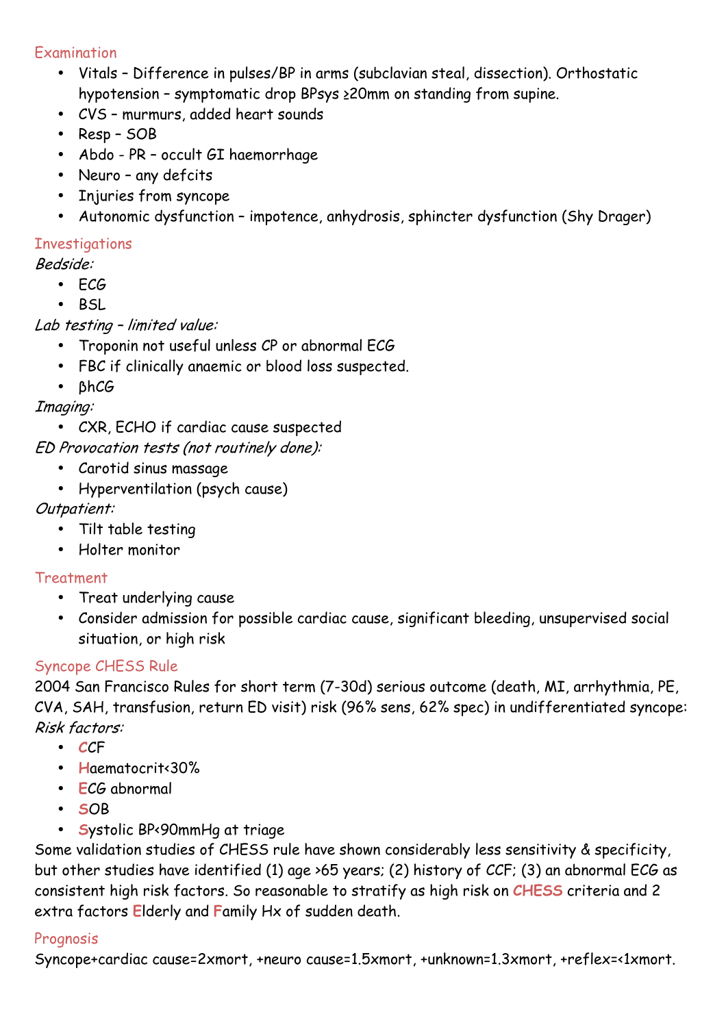## Examination

- Vitals – Difference in pulses/BP in arms (subclavian steal, dissection). Orthostatic hypotension – symptomatic drop BPsys ≥20mm on standing from supine.
- CVS – murmurs, added heart sounds
- Resp – SOB
- Abdo - PR – occult GI haemorrhage
- Neuro – any defcits
- Injuries from syncope
- Autonomic dysfunction – impotence, anhydrosis, sphincter dysfunction (Shy Drager)

## Investigations

*Bedside:*

- ECG
- BSL

*Lab testing – limited value:*

- Troponin not useful unless CP or abnormal ECG
- FBC if clinically anaemic or blood loss suspected.
- βhCG

*Imaging:*

- CXR, ECHO if cardiac cause suspected

*ED Provocation tests (not routinely done):*

- Carotid sinus massage
- Hyperventilation (psych cause)

*Outpatient:*

- Tilt table testing
- Holter monitor

## Treatment

- Treat underlying cause
- Consider admission for possible cardiac cause, significant bleeding, unsupervised social situation, or high risk

## Syncope CHESS Rule

2004 San Francisco Rules for short term (7-30d) serious outcome (death, MI, arrhythmia, PE, CVA, SAH, transfusion, return ED visit) risk (96% sens, 62% spec) in undifferentiated syncope:

*Risk factors:*

- **C**CF
- **H**aematocrit<30%
- **E**CG abnormal
- **S**OB
- **S**ystolic BP<90mmHg at triage

Some validation studies of CHESS rule have shown considerably less sensitivity & specificity, but other studies have identified (1) age >65 years; (2) history of CCF; (3) an abnormal ECG as consistent high risk factors. So reasonable to stratify as high risk on **CHESS** criteria and 2 extra factors **E**lderly and **F**amily Hx of sudden death.

## Prognosis

Syncope+cardiac cause=2xmort, +neuro cause=1.5xmort, +unknown=1.3xmort, +reflex=<1xmort.